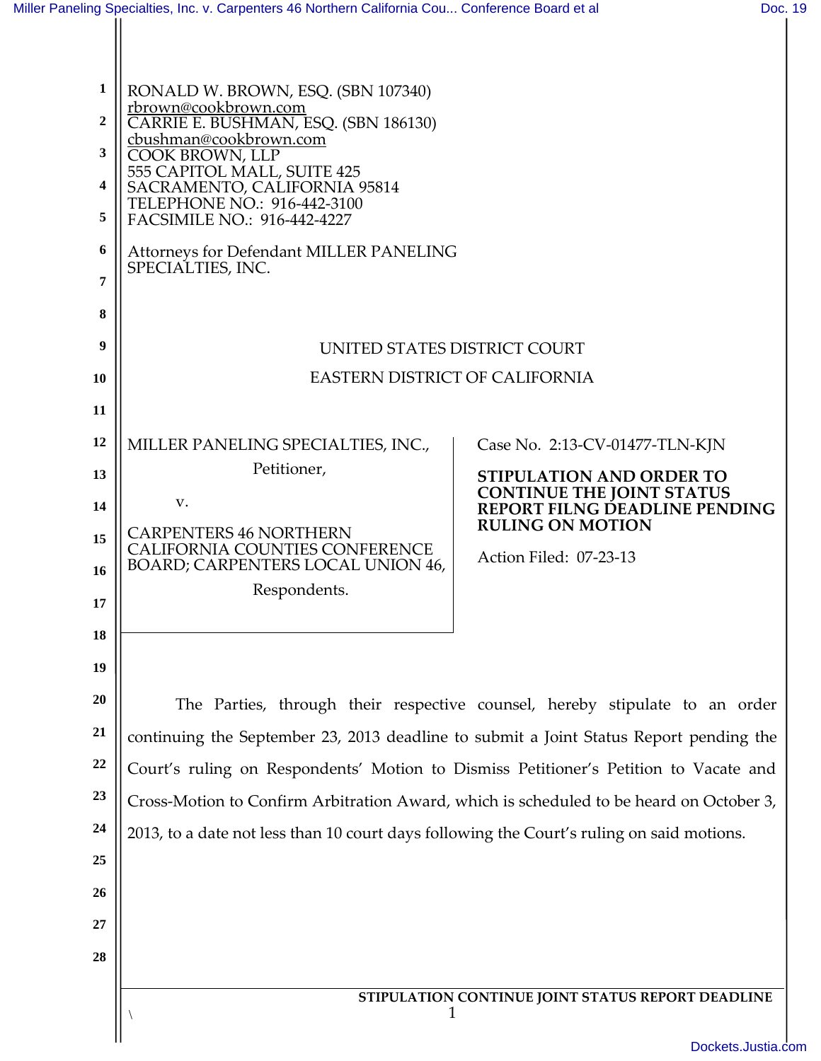RONALD W. BROWN, ESQ. (SBN 107340)
rbrown@cookbrown.com
CARRIE E. BUSHMAN, ESQ. (SBN 186130)
cbushman@cookbrown.com
COOK BROWN, LLP
555 CAPITOL MALL, SUITE 425
SACRAMENTO, CALIFORNIA 95814
TELEPHONE NO.: 916-442-3100
FACSIMILE NO.: 916-442-4227

Attorneys for Defendant MILLER PANELING SPECIALTIES, INC.

UNITED STATES DISTRICT COURT

EASTERN DISTRICT OF CALIFORNIA

| | |
|---|---|
| MILLER PANELING SPECIALTIES, INC., Petitioner, v. CARPENTERS 46 NORTHERN CALIFORNIA COUNTIES CONFERENCE BOARD; CARPENTERS LOCAL UNION 46, Respondents. | Case No. 2:13-CV-01477-TLN-KJN **STIPULATION AND ORDER TO CONTINUE THE JOINT STATUS REPORT FILNG DEADLINE PENDING RULING ON MOTION** Action Filed: 07-23-13 |

The Parties, through their respective counsel, hereby stipulate to an order continuing the September 23, 2013 deadline to submit a Joint Status Report pending the Court's ruling on Respondents' Motion to Dismiss Petitioner's Petition to Vacate and Cross-Motion to Confirm Arbitration Award, which is scheduled to be heard on October 3, 2013, to a date not less than 10 court days following the Court's ruling on said motions.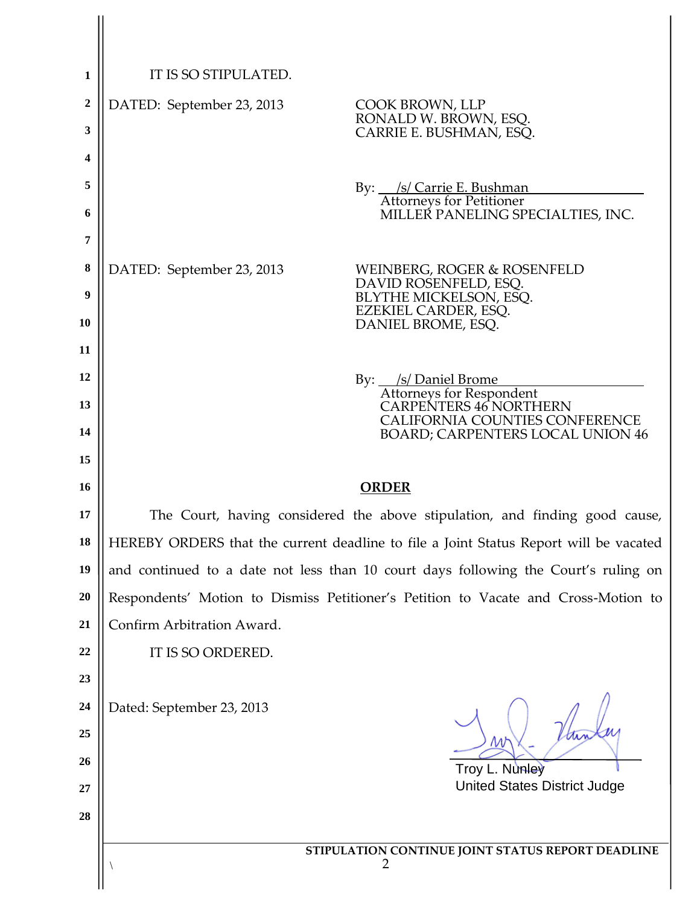IT IS SO STIPULATED.

DATED: September 23, 2013

COOK BROWN, LLP
RONALD W. BROWN, ESQ.
CARRIE E. BUSHMAN, ESQ.

By: /s/ Carrie E. Bushman
Attorneys for Petitioner
MILLER PANELING SPECIALTIES, INC.

DATED: September 23, 2013

WEINBERG, ROGER & ROSENFELD
DAVID ROSENFELD, ESQ.
BLYTHE MICKELSON, ESQ.
EZEKIEL CARDER, ESQ.
DANIEL BROME, ESQ.

By: /s/ Daniel Brome
Attorneys for Respondent
CARPENTERS 46 NORTHERN CALIFORNIA COUNTIES CONFERENCE BOARD; CARPENTERS LOCAL UNION 46

**ORDER**

The Court, having considered the above stipulation, and finding good cause, HEREBY ORDERS that the current deadline to file a Joint Status Report will be vacated and continued to a date not less than 10 court days following the Court's ruling on Respondents' Motion to Dismiss Petitioner's Petition to Vacate and Cross-Motion to Confirm Arbitration Award.

IT IS SO ORDERED.

Dated: September 23, 2013

Troy L. Nunley
United States District Judge

STIPULATION CONTINUE JOINT STATUS REPORT DEADLINE